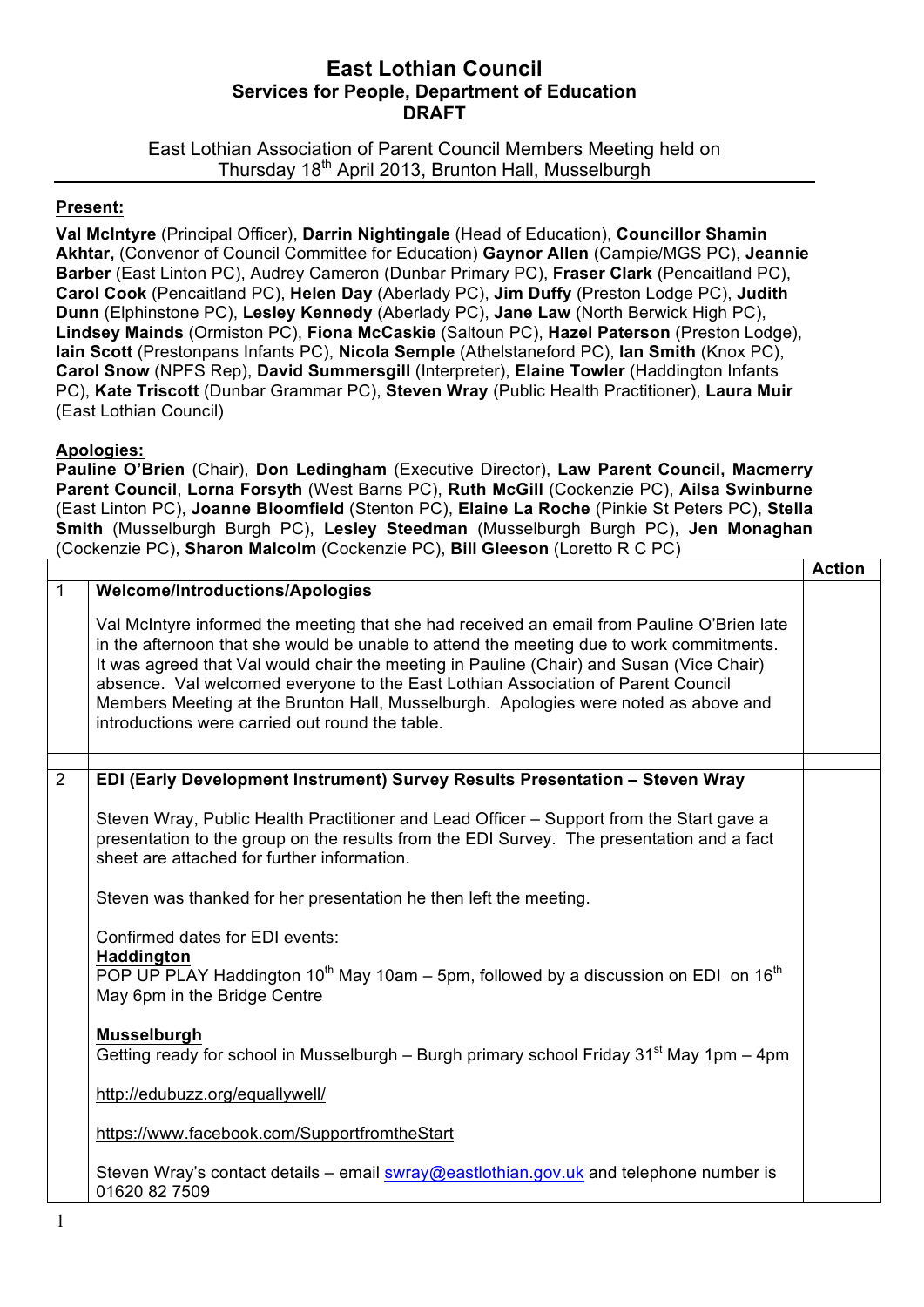# East Lothian Council

## Services for People, Department of Education

## DRAFT

East Lothian Association of Parent Council Members Meeting held on Thursday 18th April 2013, Brunton Hall, Musselburgh

**Present:**

**Val McIntyre** (Principal Officer), **Darrin Nightingale** (Head of Education), **Councillor Shamin Akhtar,** (Convenor of Council Committee for Education) **Gaynor Allen** (Campie/MGS PC), **Jeannie Barber** (East Linton PC), Audrey Cameron (Dunbar Primary PC), **Fraser Clark** (Pencaitland PC), **Carol Cook** (Pencaitland PC), **Helen Day** (Aberlady PC), **Jim Duffy** (Preston Lodge PC), **Judith Dunn** (Elphinstone PC), **Lesley Kennedy** (Aberlady PC), **Jane Law** (North Berwick High PC), **Lindsey Mainds** (Ormiston PC), **Fiona McCaskie** (Saltoun PC), **Hazel Paterson** (Preston Lodge), **Iain Scott** (Prestonpans Infants PC), **Nicola Semple** (Athelstaneford PC), **Ian Smith** (Knox PC), **Carol Snow** (NPFS Rep), **David Summersgill** (Interpreter), **Elaine Towler** (Haddington Infants PC), **Kate Triscott** (Dunbar Grammar PC), **Steven Wray** (Public Health Practitioner), **Laura Muir** (East Lothian Council)

**Apologies:**

**Pauline O'Brien** (Chair), **Don Ledingham** (Executive Director), **Law Parent Council, Macmerry Parent Council**, **Lorna Forsyth** (West Barns PC), **Ruth McGill** (Cockenzie PC), **Ailsa Swinburne** (East Linton PC), **Joanne Bloomfield** (Stenton PC), **Elaine La Roche** (Pinkie St Peters PC), **Stella Smith** (Musselburgh Burgh PC), **Lesley Steedman** (Musselburgh Burgh PC), **Jen Monaghan** (Cockenzie PC), **Sharon Malcolm** (Cockenzie PC), **Bill Gleeson** (Loretto R C PC)

| | | Action |
|---|---|---|
| 1 | **Welcome/Introductions/Apologies**<br><br>Val McIntyre informed the meeting that she had received an email from Pauline O'Brien late in the afternoon that she would be unable to attend the meeting due to work commitments. It was agreed that Val would chair the meeting in Pauline (Chair) and Susan (Vice Chair) absence. Val welcomed everyone to the East Lothian Association of Parent Council Members Meeting at the Brunton Hall, Musselburgh. Apologies were noted as above and introductions were carried out round the table. | |
| | | |
| 2 | **EDI (Early Development Instrument) Survey Results Presentation – Steven Wray**<br><br>Steven Wray, Public Health Practitioner and Lead Officer – Support from the Start gave a presentation to the group on the results from the EDI Survey. The presentation and a fact sheet are attached for further information.<br><br>Steven was thanked for her presentation he then left the meeting.<br><br>Confirmed dates for EDI events:<br>**Haddington**<br>POP UP PLAY Haddington 10th May 10am – 5pm, followed by a discussion on EDI on 16th May 6pm in the Bridge Centre<br><br>**Musselburgh**<br>Getting ready for school in Musselburgh – Burgh primary school Friday 31st May 1pm – 4pm<br><br>http://edubuzz.org/equallywell/<br><br>https://www.facebook.com/SupportfromtheStart<br><br>Steven Wray's contact details – email swray@eastlothian.gov.uk and telephone number is 01620 82 7509 | |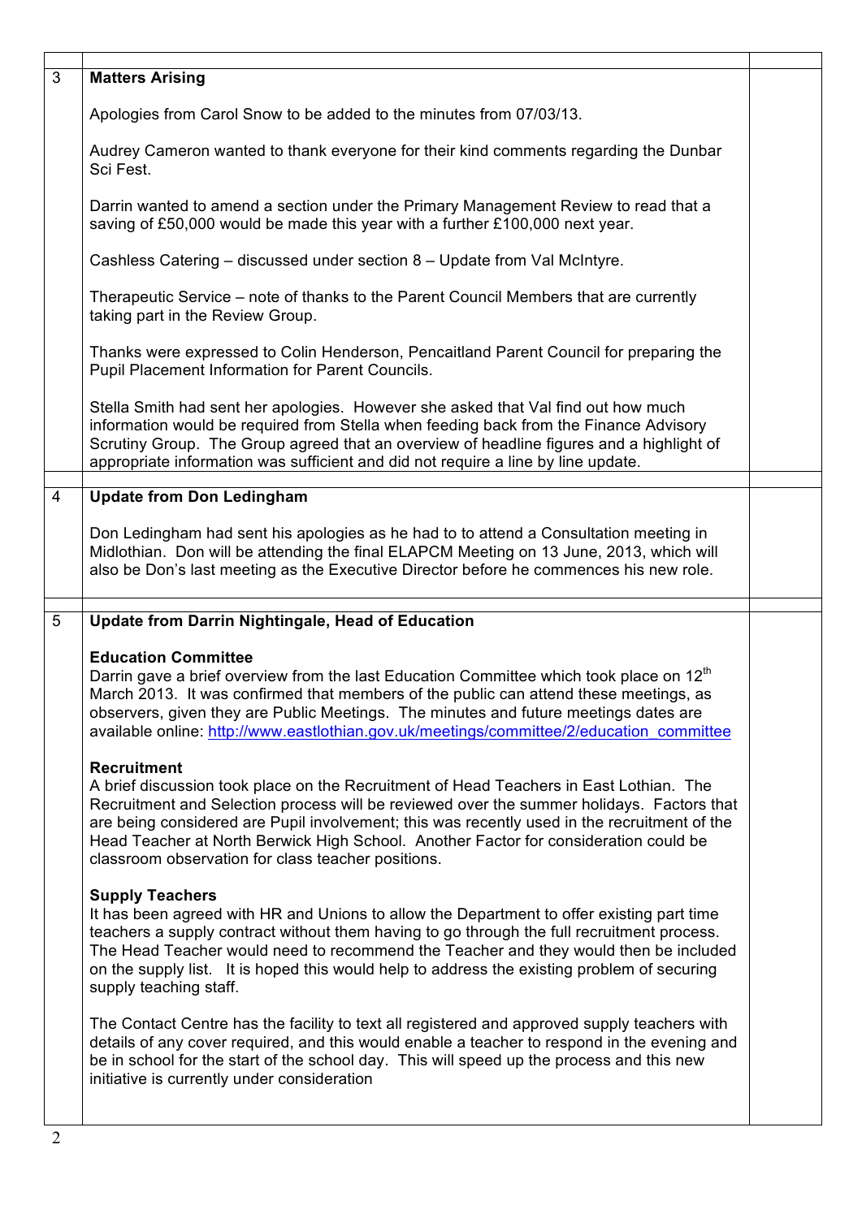| | | |
|---|---|---|
| 3 | **Matters Arising**<br><br>Apologies from Carol Snow to be added to the minutes from 07/03/13.<br><br>Audrey Cameron wanted to thank everyone for their kind comments regarding the Dunbar Sci Fest.<br><br>Darrin wanted to amend a section under the Primary Management Review to read that a saving of £50,000 would be made this year with a further £100,000 next year.<br><br>Cashless Catering – discussed under section 8 – Update from Val McIntyre.<br><br>Therapeutic Service – note of thanks to the Parent Council Members that are currently taking part in the Review Group.<br><br>Thanks were expressed to Colin Henderson, Pencaitland Parent Council for preparing the Pupil Placement Information for Parent Councils.<br><br>Stella Smith had sent her apologies. However she asked that Val find out how much information would be required from Stella when feeding back from the Finance Advisory Scrutiny Group. The Group agreed that an overview of headline figures and a highlight of appropriate information was sufficient and did not require a line by line update. | |
| 4 | **Update from Don Ledingham**<br><br>Don Ledingham had sent his apologies as he had to to attend a Consultation meeting in Midlothian. Don will be attending the final ELAPCM Meeting on 13 June, 2013, which will also be Don's last meeting as the Executive Director before he commences his new role. | |
| 5 | **Update from Darrin Nightingale, Head of Education**<br><br>**Education Committee**<br>Darrin gave a brief overview from the last Education Committee which took place on 12th March 2013. It was confirmed that members of the public can attend these meetings, as observers, given they are Public Meetings. The minutes and future meetings dates are available online: http://www.eastlothian.gov.uk/meetings/committee/2/education_committee<br><br>**Recruitment**<br>A brief discussion took place on the Recruitment of Head Teachers in East Lothian. The Recruitment and Selection process will be reviewed over the summer holidays. Factors that are being considered are Pupil involvement; this was recently used in the recruitment of the Head Teacher at North Berwick High School. Another Factor for consideration could be classroom observation for class teacher positions.<br><br>**Supply Teachers**<br>It has been agreed with HR and Unions to allow the Department to offer existing part time teachers a supply contract without them having to go through the full recruitment process. The Head Teacher would need to recommend the Teacher and they would then be included on the supply list. It is hoped this would help to address the existing problem of securing supply teaching staff.<br><br>The Contact Centre has the facility to text all registered and approved supply teachers with details of any cover required, and this would enable a teacher to respond in the evening and be in school for the start of the school day. This will speed up the process and this new initiative is currently under consideration | |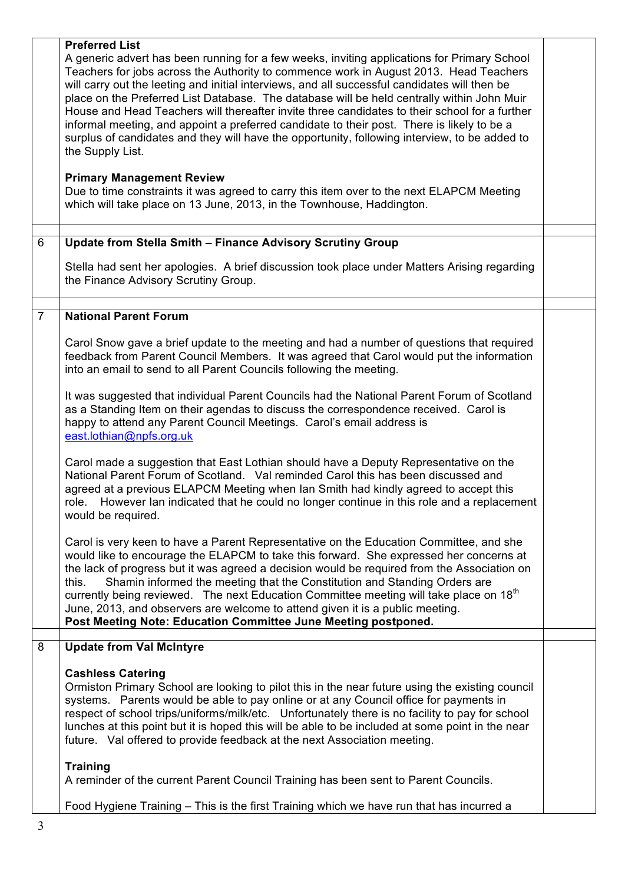| | | |
|---|---|---|
| | **Preferred List**<br>A generic advert has been running for a few weeks, inviting applications for Primary School Teachers for jobs across the Authority to commence work in August 2013. Head Teachers will carry out the leeting and initial interviews, and all successful candidates will then be place on the Preferred List Database. The database will be held centrally within John Muir House and Head Teachers will thereafter invite three candidates to their school for a further informal meeting, and appoint a preferred candidate to their post. There is likely to be a surplus of candidates and they will have the opportunity, following interview, to be added to the Supply List.<br><br>**Primary Management Review**<br>Due to time constraints it was agreed to carry this item over to the next ELAPCM Meeting which will take place on 13 June, 2013, in the Townhouse, Haddington. | |
| | | |
| 6 | **Update from Stella Smith – Finance Advisory Scrutiny Group**<br><br>Stella had sent her apologies. A brief discussion took place under Matters Arising regarding the Finance Advisory Scrutiny Group. | |
| | | |
| 7 | **National Parent Forum**<br><br>Carol Snow gave a brief update to the meeting and had a number of questions that required feedback from Parent Council Members. It was agreed that Carol would put the information into an email to send to all Parent Councils following the meeting.<br><br>It was suggested that individual Parent Councils had the National Parent Forum of Scotland as a Standing Item on their agendas to discuss the correspondence received. Carol is happy to attend any Parent Council Meetings. Carol's email address is east.lothian@npfs.org.uk<br><br>Carol made a suggestion that East Lothian should have a Deputy Representative on the National Parent Forum of Scotland. Val reminded Carol this has been discussed and agreed at a previous ELAPCM Meeting when Ian Smith had kindly agreed to accept this role. However Ian indicated that he could no longer continue in this role and a replacement would be required.<br><br>Carol is very keen to have a Parent Representative on the Education Committee, and she would like to encourage the ELAPCM to take this forward. She expressed her concerns at the lack of progress but it was agreed a decision would be required from the Association on this. Shamin informed the meeting that the Constitution and Standing Orders are currently being reviewed. The next Education Committee meeting will take place on 18th June, 2013, and observers are welcome to attend given it is a public meeting.<br>**Post Meeting Note: Education Committee June Meeting postponed.** | |
| | | |
| 8 | **Update from Val McIntyre**<br><br>**Cashless Catering**<br>Ormiston Primary School are looking to pilot this in the near future using the existing council systems. Parents would be able to pay online or at any Council office for payments in respect of school trips/uniforms/milk/etc. Unfortunately there is no facility to pay for school lunches at this point but it is hoped this will be able to be included at some point in the near future. Val offered to provide feedback at the next Association meeting.<br><br>**Training**<br>A reminder of the current Parent Council Training has been sent to Parent Councils.<br><br>Food Hygiene Training – This is the first Training which we have run that has incurred a | |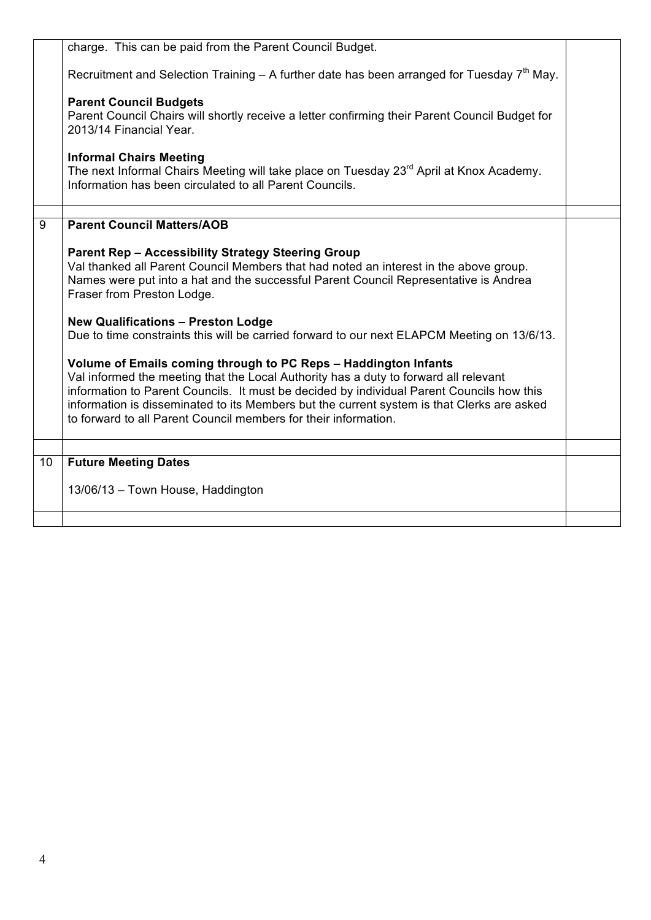| | | |
|---|---|---|
| | charge. This can be paid from the Parent Council Budget.<br><br>Recruitment and Selection Training – A further date has been arranged for Tuesday 7th May.<br><br>**Parent Council Budgets**<br>Parent Council Chairs will shortly receive a letter confirming their Parent Council Budget for 2013/14 Financial Year.<br><br>**Informal Chairs Meeting**<br>The next Informal Chairs Meeting will take place on Tuesday 23rd April at Knox Academy. Information has been circulated to all Parent Councils. | |
| | | |
| 9 | **Parent Council Matters/AOB**<br><br>**Parent Rep – Accessibility Strategy Steering Group**<br>Val thanked all Parent Council Members that had noted an interest in the above group. Names were put into a hat and the successful Parent Council Representative is Andrea Fraser from Preston Lodge.<br><br>**New Qualifications – Preston Lodge**<br>Due to time constraints this will be carried forward to our next ELAPCM Meeting on 13/6/13.<br><br>**Volume of Emails coming through to PC Reps – Haddington Infants**<br>Val informed the meeting that the Local Authority has a duty to forward all relevant information to Parent Councils. It must be decided by individual Parent Councils how this information is disseminated to its Members but the current system is that Clerks are asked to forward to all Parent Council members for their information. | |
| | | |
| 10 | **Future Meeting Dates**<br><br>13/06/13 – Town House, Haddington | |
| | | |